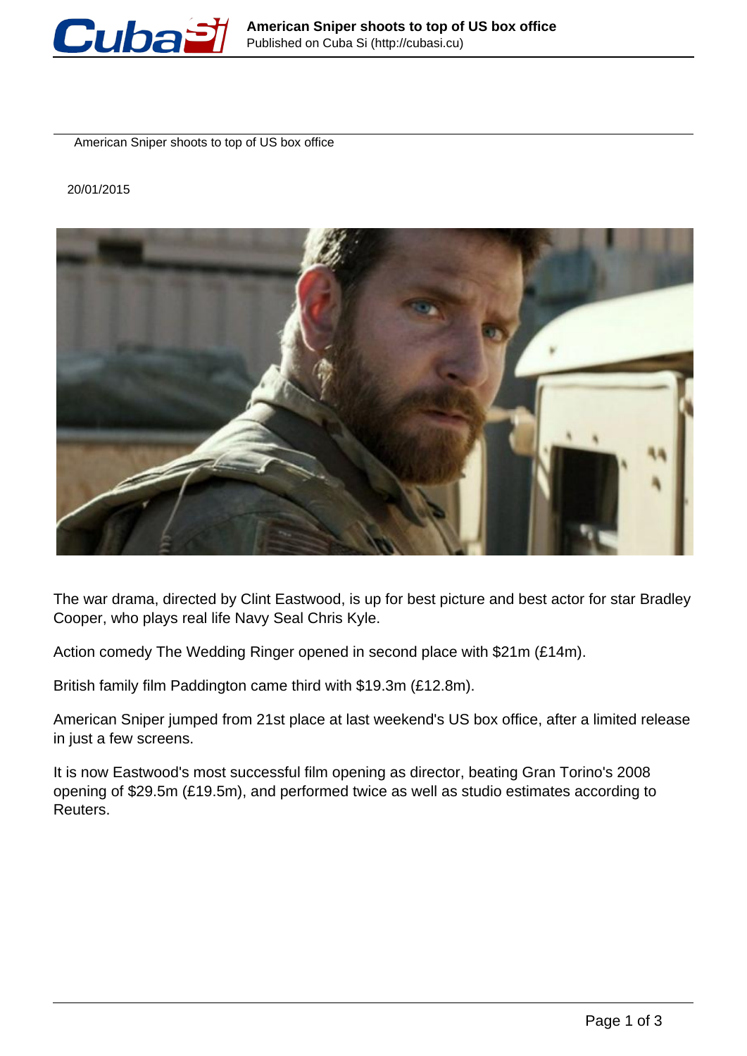# American Sniper shoots to top of US box office

20/01/2015

The war drama, directed by Clint Eastwood, is up for best picture and best actor for star Bradley Cooper, who plays real life Navy Seal Chris Kyle.

Action comedy The Wedding Ringer opened in second place with $21m (£14m).

British family film Paddington came third with $19.3m (£12.8m).

American Sniper jumped from 21st place at last weekend's US box office, after a limited release in just a few screens.

It is now Eastwood's most successful film opening as director, beating Gran Torino's 2008 opening of $29.5m (£19.5m), and performed twice as well as studio estimates according to Reuters.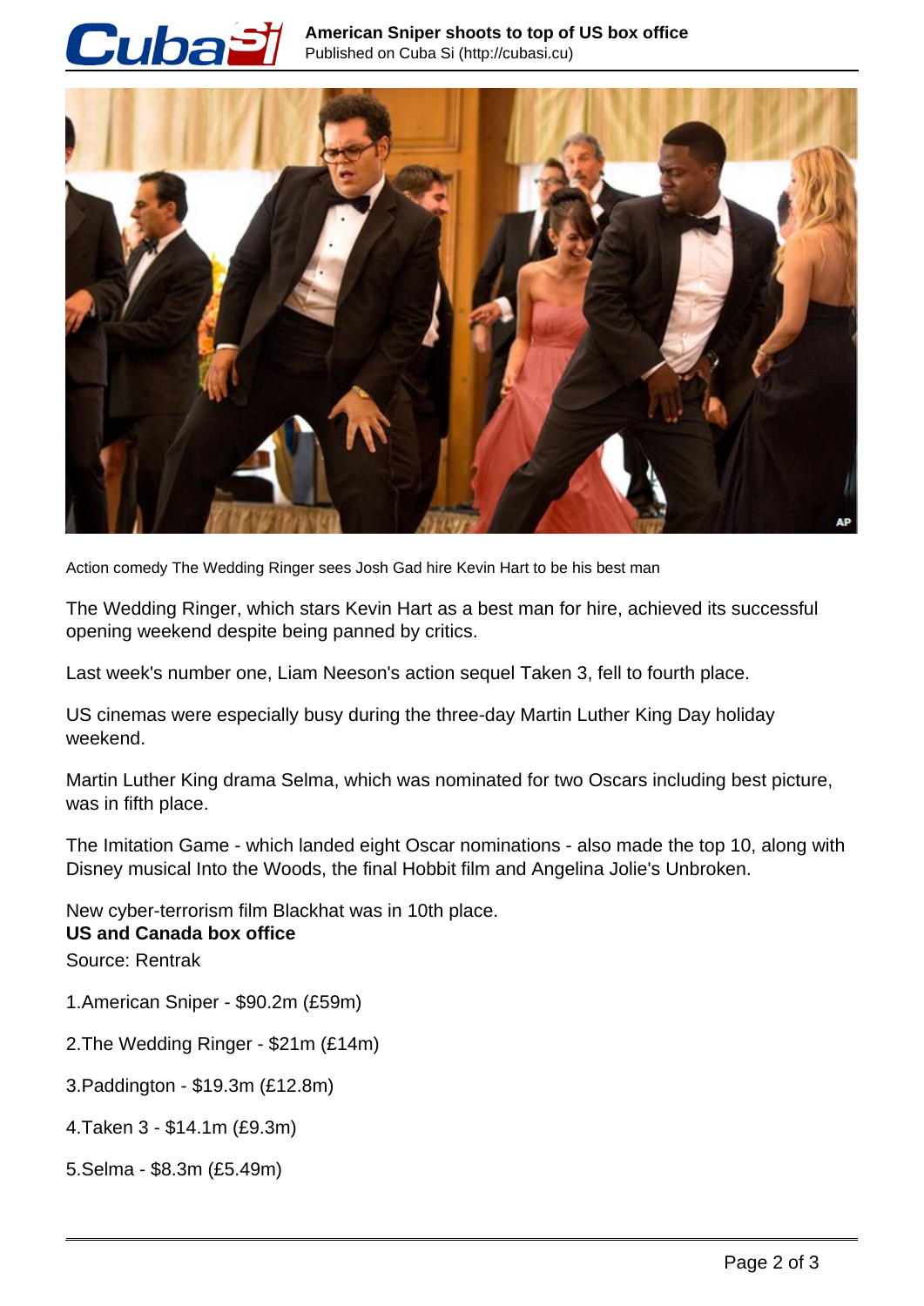Action comedy The Wedding Ringer sees Josh Gad hire Kevin Hart to be his best man

The Wedding Ringer, which stars Kevin Hart as a best man for hire, achieved its successful opening weekend despite being panned by critics.

Last week's number one, Liam Neeson's action sequel Taken 3, fell to fourth place.

US cinemas were especially busy during the three-day Martin Luther King Day holiday weekend.

Martin Luther King drama Selma, which was nominated for two Oscars including best picture, was in fifth place.

The Imitation Game - which landed eight Oscar nominations - also made the top 10, along with Disney musical Into the Woods, the final Hobbit film and Angelina Jolie's Unbroken.

New cyber-terrorism film Blackhat was in 10th place.

**US and Canada box office**

Source: Rentrak

1.American Sniper - $90.2m (£59m)

2.The Wedding Ringer - $21m (£14m)

3.Paddington - $19.3m (£12.8m)

4.Taken 3 - $14.1m (£9.3m)

5.Selma - $8.3m (£5.49m)